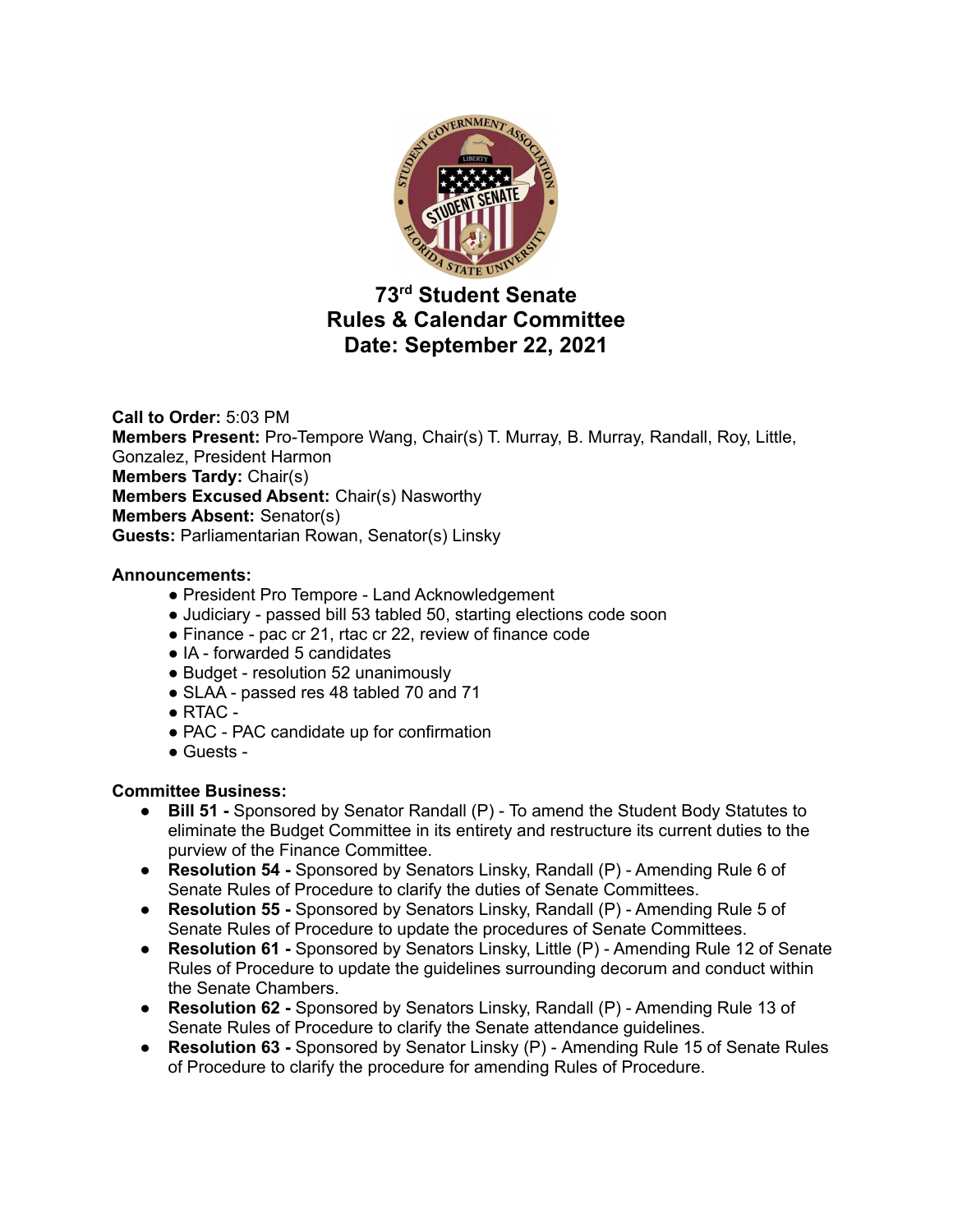# 73rd Student Senate
# Rules & Calendar Committee
# Date: September 22, 2021

**Call to Order:** 5:03 PM
**Members Present:** Pro-Tempore Wang, Chair(s) T. Murray, B. Murray, Randall, Roy, Little, Gonzalez, President Harmon
**Members Tardy:** Chair(s)
**Members Excused Absent:** Chair(s) Nasworthy
**Members Absent:** Senator(s)
**Guests:** Parliamentarian Rowan, Senator(s) Linsky

**Announcements:**

- President Pro Tempore - Land Acknowledgement
- Judiciary - passed bill 53 tabled 50, starting elections code soon
- Finance - pac cr 21, rtac cr 22, review of finance code
- IA - forwarded 5 candidates
- Budget - resolution 52 unanimously
- SLAA - passed res 48 tabled 70 and 71
- RTAC -
- PAC - PAC candidate up for confirmation
- Guests -

**Committee Business:**

- **Bill 51 -** Sponsored by Senator Randall (P) - To amend the Student Body Statutes to eliminate the Budget Committee in its entirety and restructure its current duties to the purview of the Finance Committee.
- **Resolution 54 -** Sponsored by Senators Linsky, Randall (P) - Amending Rule 6 of Senate Rules of Procedure to clarify the duties of Senate Committees.
- **Resolution 55 -** Sponsored by Senators Linsky, Randall (P) - Amending Rule 5 of Senate Rules of Procedure to update the procedures of Senate Committees.
- **Resolution 61 -** Sponsored by Senators Linsky, Little (P) - Amending Rule 12 of Senate Rules of Procedure to update the guidelines surrounding decorum and conduct within the Senate Chambers.
- **Resolution 62 -** Sponsored by Senators Linsky, Randall (P) - Amending Rule 13 of Senate Rules of Procedure to clarify the Senate attendance guidelines.
- **Resolution 63 -** Sponsored by Senator Linsky (P) - Amending Rule 15 of Senate Rules of Procedure to clarify the procedure for amending Rules of Procedure.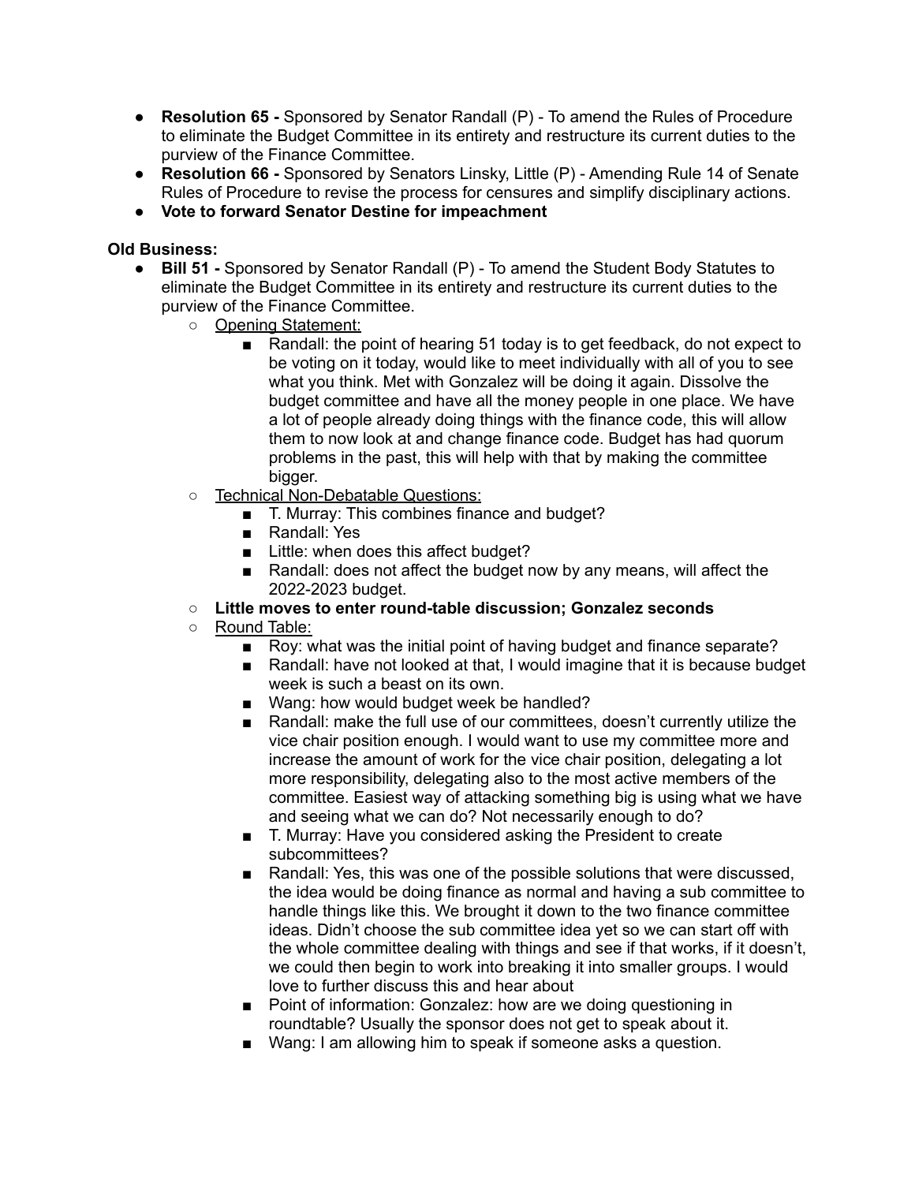- **Resolution 65 -** Sponsored by Senator Randall (P) - To amend the Rules of Procedure to eliminate the Budget Committee in its entirety and restructure its current duties to the purview of the Finance Committee.
- **Resolution 66 -** Sponsored by Senators Linsky, Little (P) - Amending Rule 14 of Senate Rules of Procedure to revise the process for censures and simplify disciplinary actions.
- **Vote to forward Senator Destine for impeachment**

**Old Business:**

- **Bill 51 -** Sponsored by Senator Randall (P) - To amend the Student Body Statutes to eliminate the Budget Committee in its entirety and restructure its current duties to the purview of the Finance Committee.
  - <u>Opening Statement:</u>
    - Randall: the point of hearing 51 today is to get feedback, do not expect to be voting on it today, would like to meet individually with all of you to see what you think. Met with Gonzalez will be doing it again. Dissolve the budget committee and have all the money people in one place. We have a lot of people already doing things with the finance code, this will allow them to now look at and change finance code. Budget has had quorum problems in the past, this will help with that by making the committee bigger.
  - <u>Technical Non-Debatable Questions:</u>
    - T. Murray: This combines finance and budget?
    - Randall: Yes
    - Little: when does this affect budget?
    - Randall: does not affect the budget now by any means, will affect the 2022-2023 budget.
  - **Little moves to enter round-table discussion; Gonzalez seconds**
  - <u>Round Table:</u>
    - Roy: what was the initial point of having budget and finance separate?
    - Randall: have not looked at that, I would imagine that it is because budget week is such a beast on its own.
    - Wang: how would budget week be handled?
    - Randall: make the full use of our committees, doesn't currently utilize the vice chair position enough. I would want to use my committee more and increase the amount of work for the vice chair position, delegating a lot more responsibility, delegating also to the most active members of the committee. Easiest way of attacking something big is using what we have and seeing what we can do? Not necessarily enough to do?
    - T. Murray: Have you considered asking the President to create subcommittees?
    - Randall: Yes, this was one of the possible solutions that were discussed, the idea would be doing finance as normal and having a sub committee to handle things like this. We brought it down to the two finance committee ideas. Didn't choose the sub committee idea yet so we can start off with the whole committee dealing with things and see if that works, if it doesn't, we could then begin to work into breaking it into smaller groups. I would love to further discuss this and hear about
    - Point of information: Gonzalez: how are we doing questioning in roundtable? Usually the sponsor does not get to speak about it.
    - Wang: I am allowing him to speak if someone asks a question.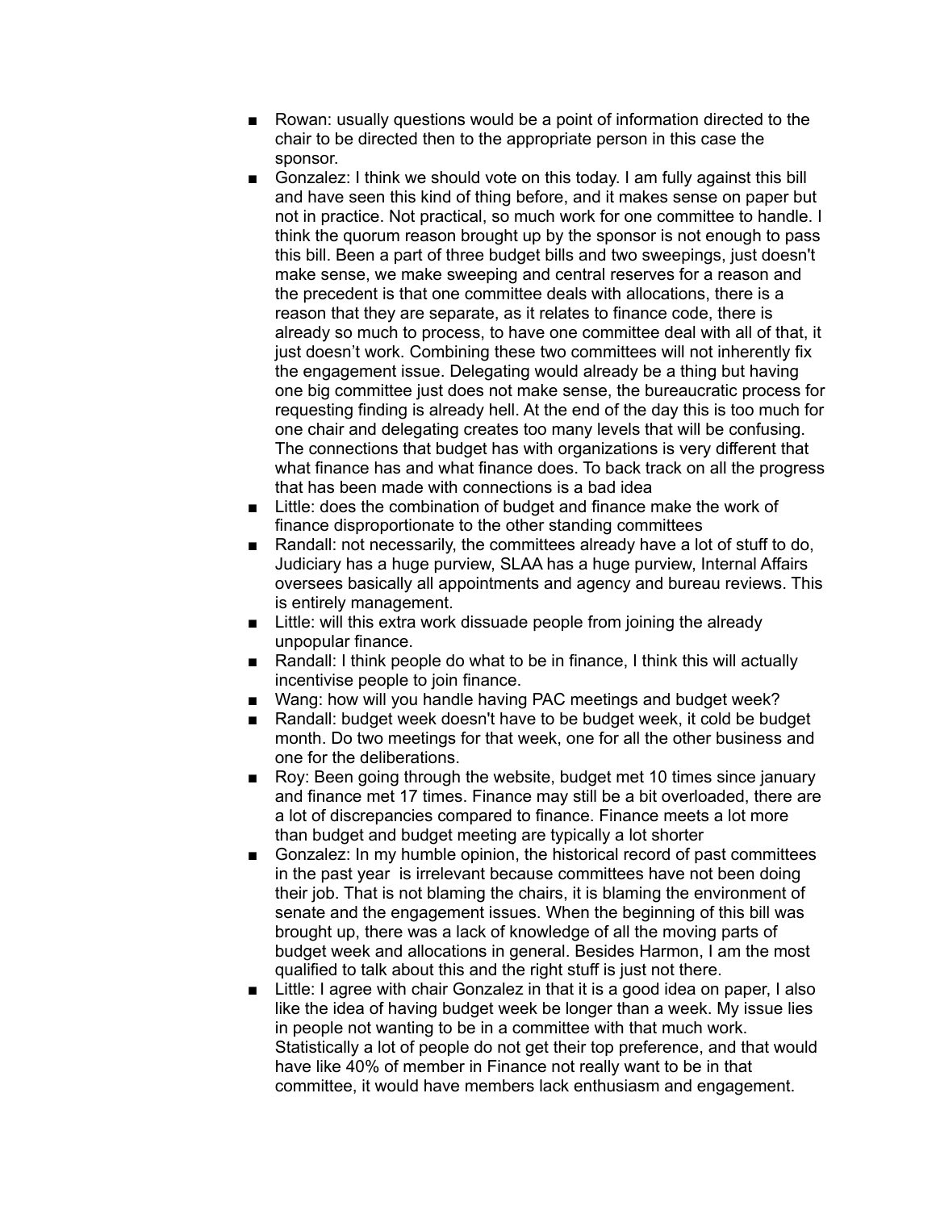- Rowan: usually questions would be a point of information directed to the chair to be directed then to the appropriate person in this case the sponsor.
- Gonzalez: I think we should vote on this today. I am fully against this bill and have seen this kind of thing before, and it makes sense on paper but not in practice. Not practical, so much work for one committee to handle. I think the quorum reason brought up by the sponsor is not enough to pass this bill. Been a part of three budget bills and two sweepings, just doesn't make sense, we make sweeping and central reserves for a reason and the precedent is that one committee deals with allocations, there is a reason that they are separate, as it relates to finance code, there is already so much to process, to have one committee deal with all of that, it just doesn't work. Combining these two committees will not inherently fix the engagement issue. Delegating would already be a thing but having one big committee just does not make sense, the bureaucratic process for requesting finding is already hell. At the end of the day this is too much for one chair and delegating creates too many levels that will be confusing. The connections that budget has with organizations is very different that what finance has and what finance does. To back track on all the progress that has been made with connections is a bad idea
- Little: does the combination of budget and finance make the work of finance disproportionate to the other standing committees
- Randall: not necessarily, the committees already have a lot of stuff to do, Judiciary has a huge purview, SLAA has a huge purview, Internal Affairs oversees basically all appointments and agency and bureau reviews. This is entirely management.
- Little: will this extra work dissuade people from joining the already unpopular finance.
- Randall: I think people do what to be in finance, I think this will actually incentivise people to join finance.
- Wang: how will you handle having PAC meetings and budget week?
- Randall: budget week doesn't have to be budget week, it cold be budget month. Do two meetings for that week, one for all the other business and one for the deliberations.
- Roy: Been going through the website, budget met 10 times since january and finance met 17 times. Finance may still be a bit overloaded, there are a lot of discrepancies compared to finance. Finance meets a lot more than budget and budget meeting are typically a lot shorter
- Gonzalez: In my humble opinion, the historical record of past committees in the past year is irrelevant because committees have not been doing their job. That is not blaming the chairs, it is blaming the environment of senate and the engagement issues. When the beginning of this bill was brought up, there was a lack of knowledge of all the moving parts of budget week and allocations in general. Besides Harmon, I am the most qualified to talk about this and the right stuff is just not there.
- Little: I agree with chair Gonzalez in that it is a good idea on paper, I also like the idea of having budget week be longer than a week. My issue lies in people not wanting to be in a committee with that much work. Statistically a lot of people do not get their top preference, and that would have like 40% of member in Finance not really want to be in that committee, it would have members lack enthusiasm and engagement.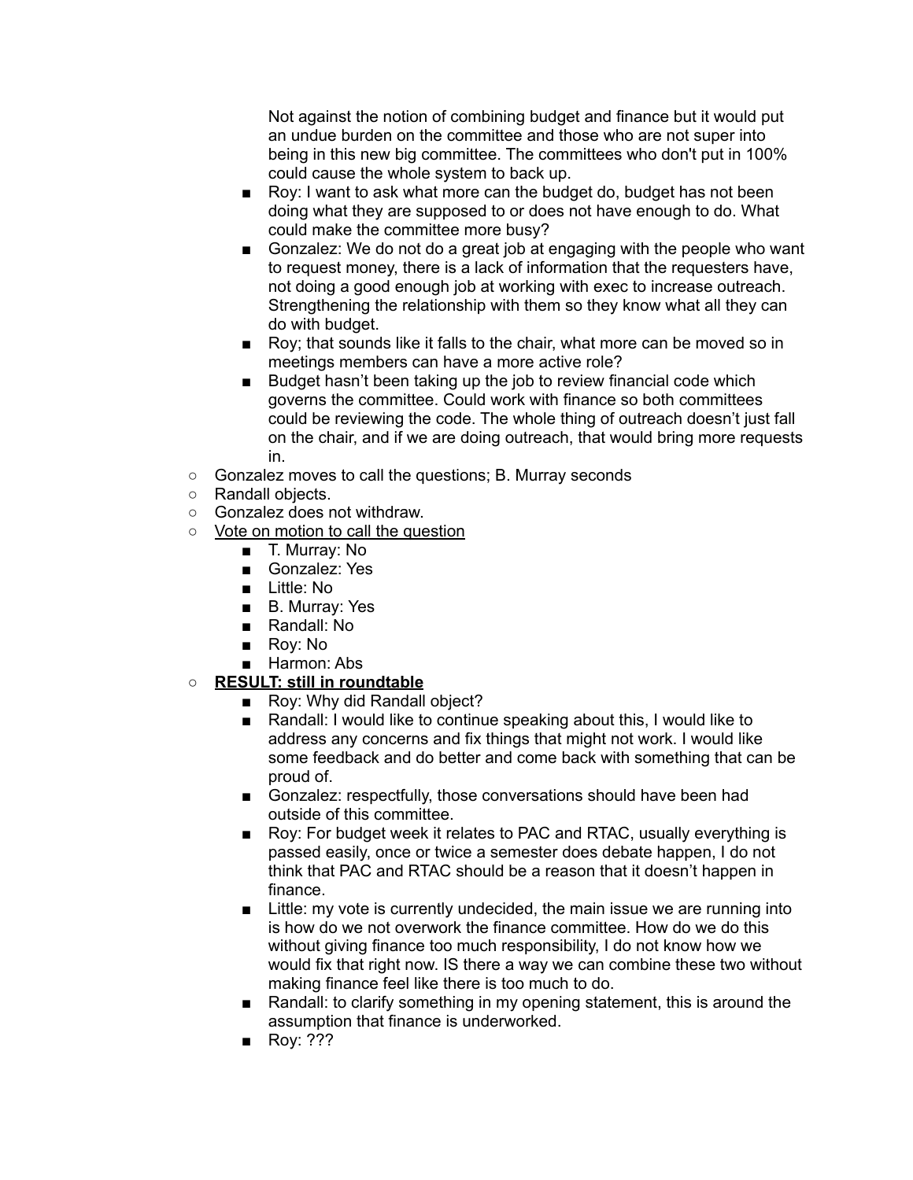Not against the notion of combining budget and finance but it would put an undue burden on the committee and those who are not super into being in this new big committee. The committees who don't put in 100% could cause the whole system to back up.

        - Roy: I want to ask what more can the budget do, budget has not been doing what they are supposed to or does not have enough to do. What could make the committee more busy?
        - Gonzalez: We do not do a great job at engaging with the people who want to request money, there is a lack of information that the requesters have, not doing a good enough job at working with exec to increase outreach. Strengthening the relationship with them so they know what all they can do with budget.
        - Roy; that sounds like it falls to the chair, what more can be moved so in meetings members can have a more active role?
        - Budget hasn't been taking up the job to review financial code which governs the committee. Could work with finance so both committees could be reviewing the code. The whole thing of outreach doesn't just fall on the chair, and if we are doing outreach, that would bring more requests in.
    - Gonzalez moves to call the questions; B. Murray seconds
    - Randall objects.
    - Gonzalez does not withdraw.
    - <u>Vote on motion to call the question</u>
        - T. Murray: No
        - Gonzalez: Yes
        - Little: No
        - B. Murray: Yes
        - Randall: No
        - Roy: No
        - Harmon: Abs
    - **<u>RESULT: still in roundtable</u>**
        - Roy: Why did Randall object?
        - Randall: I would like to continue speaking about this, I would like to address any concerns and fix things that might not work. I would like some feedback and do better and come back with something that can be proud of.
        - Gonzalez: respectfully, those conversations should have been had outside of this committee.
        - Roy: For budget week it relates to PAC and RTAC, usually everything is passed easily, once or twice a semester does debate happen, I do not think that PAC and RTAC should be a reason that it doesn't happen in finance.
        - Little: my vote is currently undecided, the main issue we are running into is how do we not overwork the finance committee. How do we do this without giving finance too much responsibility, I do not know how we would fix that right now. IS there a way we can combine these two without making finance feel like there is too much to do.
        - Randall: to clarify something in my opening statement, this is around the assumption that finance is underworked.
        - Roy: ???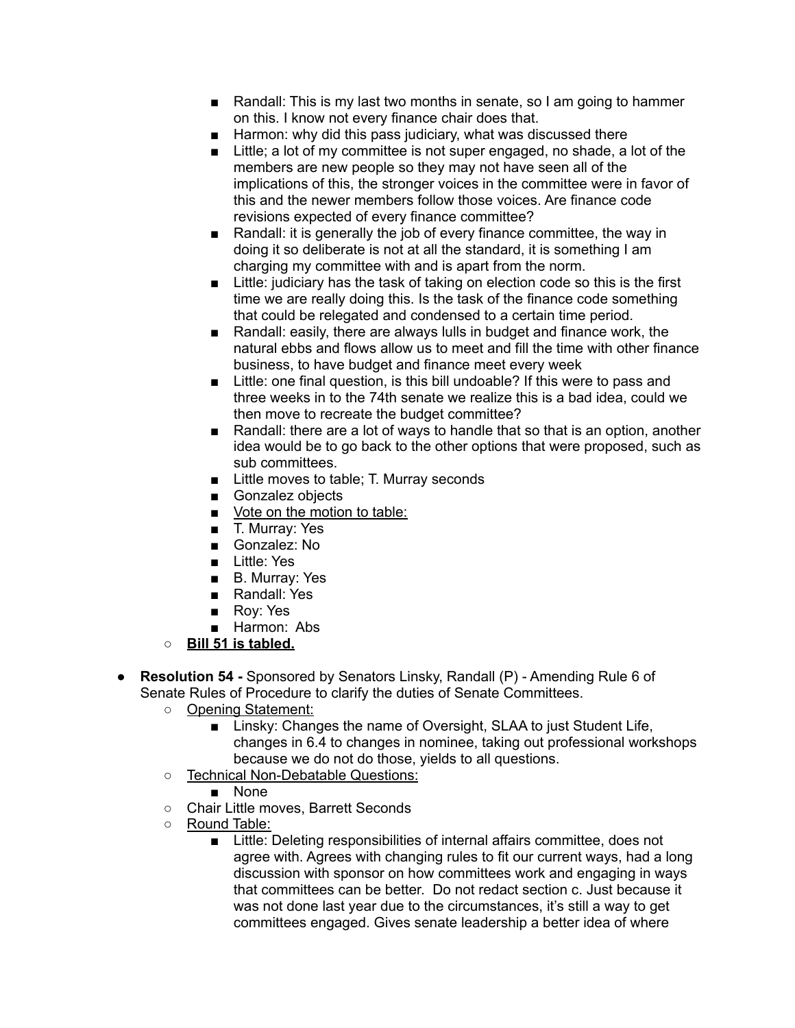- Randall: This is my last two months in senate, so I am going to hammer on this. I know not every finance chair does that.
        - Harmon: why did this pass judiciary, what was discussed there
        - Little; a lot of my committee is not super engaged, no shade, a lot of the members are new people so they may not have seen all of the implications of this, the stronger voices in the committee were in favor of this and the newer members follow those voices. Are finance code revisions expected of every finance committee?
        - Randall: it is generally the job of every finance committee, the way in doing it so deliberate is not at all the standard, it is something I am charging my committee with and is apart from the norm.
        - Little: judiciary has the task of taking on election code so this is the first time we are really doing this. Is the task of the finance code something that could be relegated and condensed to a certain time period.
        - Randall: easily, there are always lulls in budget and finance work, the natural ebbs and flows allow us to meet and fill the time with other finance business, to have budget and finance meet every week
        - Little: one final question, is this bill undoable? If this were to pass and three weeks in to the 74th senate we realize this is a bad idea, could we then move to recreate the budget committee?
        - Randall: there are a lot of ways to handle that so that is an option, another idea would be to go back to the other options that were proposed, such as sub committees.
        - Little moves to table; T. Murray seconds
        - Gonzalez objects
        - <u>Vote on the motion to table:</u>
        - T. Murray: Yes
        - Gonzalez: No
        - Little: Yes
        - B. Murray: Yes
        - Randall: Yes
        - Roy: Yes
        - Harmon: Abs
    - <u>**Bill 51 is tabled.**</u>

- **Resolution 54 -** Sponsored by Senators Linsky, Randall (P) - Amending Rule 6 of Senate Rules of Procedure to clarify the duties of Senate Committees.
    - <u>Opening Statement:</u>
        - Linsky: Changes the name of Oversight, SLAA to just Student Life, changes in 6.4 to changes in nominee, taking out professional workshops because we do not do those, yields to all questions.
    - <u>Technical Non-Debatable Questions:</u>
        - None
    - Chair Little moves, Barrett Seconds
    - <u>Round Table:</u>
        - Little: Deleting responsibilities of internal affairs committee, does not agree with. Agrees with changing rules to fit our current ways, had a long discussion with sponsor on how committees work and engaging in ways that committees can be better. Do not redact section c. Just because it was not done last year due to the circumstances, it's still a way to get committees engaged. Gives senate leadership a better idea of where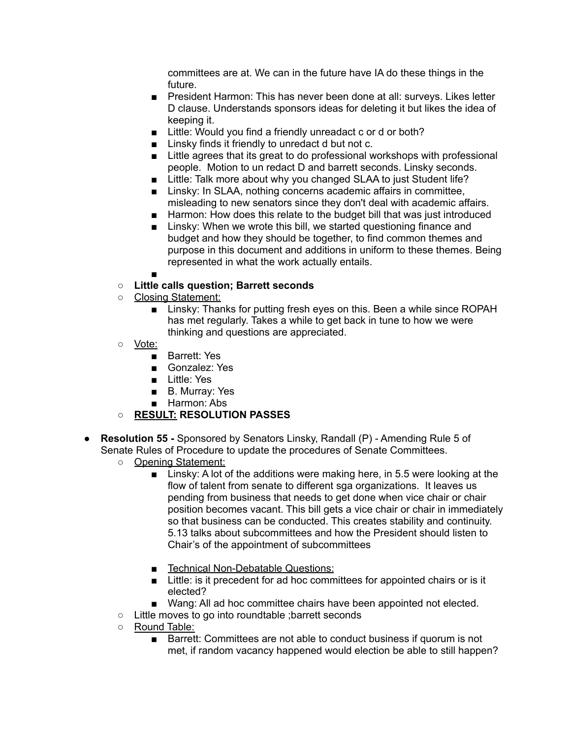- committees are at. We can in the future have IA do these things in the future.
        - President Harmon: This has never been done at all: surveys. Likes letter D clause. Understands sponsors ideas for deleting it but likes the idea of keeping it.
        - Little: Would you find a friendly unreadact c or d or both?
        - Linsky finds it friendly to unredact d but not c.
        - Little agrees that its great to do professional workshops with professional people.  Motion to un redact D and barrett seconds. Linsky seconds.
        - Little: Talk more about why you changed SLAA to just Student life?
        - Linsky: In SLAA, nothing concerns academic affairs in committee, misleading to new senators since they don't deal with academic affairs.
        - Harmon: How does this relate to the budget bill that was just introduced
        - Linsky: When we wrote this bill, we started questioning finance and budget and how they should be together, to find common themes and purpose in this document and additions in uniform to these themes. Being represented in what the work actually entails.
        -
    - **Little calls question; Barrett seconds**
    - <u>Closing Statement:</u>
        - Linsky: Thanks for putting fresh eyes on this. Been a while since ROPAH has met regularly. Takes a while to get back in tune to how we were thinking and questions are appreciated.
    - <u>Vote:</u>
        - Barrett: Yes
        - Gonzalez: Yes
        - Little: Yes
        - B. Murray: Yes
        - Harmon: Abs
    - **<u>RESULT:</u> RESOLUTION PASSES**

- **Resolution 55 -** Sponsored by Senators Linsky, Randall (P) - Amending Rule 5 of Senate Rules of Procedure to update the procedures of Senate Committees.
    - <u>Opening Statement:</u>
        - Linsky: A lot of the additions were making here, in 5.5 were looking at the flow of talent from senate to different sga organizations.  It leaves us pending from business that needs to get done when vice chair or chair position becomes vacant. This bill gets a vice chair or chair in immediately so that business can be conducted. This creates stability and continuity. 5.13 talks about subcommittees and how the President should listen to Chair's of the appointment of subcommittees
        - <u>Technical Non-Debatable Questions:</u>
        - Little: is it precedent for ad hoc committees for appointed chairs or is it elected?
        - Wang: All ad hoc committee chairs have been appointed not elected.
    - Little moves to go into roundtable ;barrett seconds
    - <u>Round Table:</u>
        - Barrett: Committees are not able to conduct business if quorum is not met, if random vacancy happened would election be able to still happen?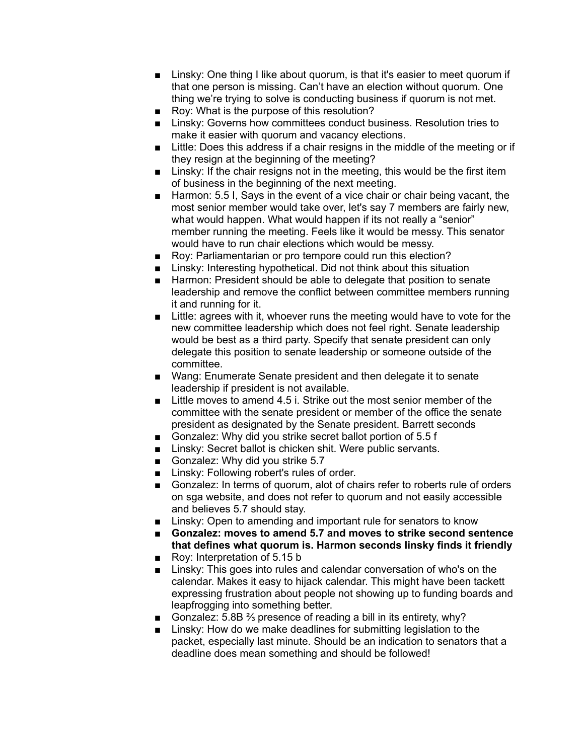- Linsky: One thing I like about quorum, is that it's easier to meet quorum if that one person is missing. Can't have an election without quorum. One thing we're trying to solve is conducting business if quorum is not met.
- Roy: What is the purpose of this resolution?
- Linsky: Governs how committees conduct business. Resolution tries to make it easier with quorum and vacancy elections.
- Little: Does this address if a chair resigns in the middle of the meeting or if they resign at the beginning of the meeting?
- Linsky: If the chair resigns not in the meeting, this would be the first item of business in the beginning of the next meeting.
- Harmon: 5.5 I, Says in the event of a vice chair or chair being vacant, the most senior member would take over, let's say 7 members are fairly new, what would happen. What would happen if its not really a "senior" member running the meeting. Feels like it would be messy. This senator would have to run chair elections which would be messy.
- Roy: Parliamentarian or pro tempore could run this election?
- Linsky: Interesting hypothetical. Did not think about this situation
- Harmon: President should be able to delegate that position to senate leadership and remove the conflict between committee members running it and running for it.
- Little: agrees with it, whoever runs the meeting would have to vote for the new committee leadership which does not feel right. Senate leadership would be best as a third party. Specify that senate president can only delegate this position to senate leadership or someone outside of the committee.
- Wang: Enumerate Senate president and then delegate it to senate leadership if president is not available.
- Little moves to amend 4.5 i. Strike out the most senior member of the committee with the senate president or member of the office the senate president as designated by the Senate president. Barrett seconds
- Gonzalez: Why did you strike secret ballot portion of 5.5 f
- Linsky: Secret ballot is chicken shit. Were public servants.
- Gonzalez: Why did you strike 5.7
- Linsky: Following robert's rules of order.
- Gonzalez: In terms of quorum, alot of chairs refer to roberts rule of orders on sga website, and does not refer to quorum and not easily accessible and believes 5.7 should stay.
- Linsky: Open to amending and important rule for senators to know
- **Gonzalez: moves to amend 5.7 and moves to strike second sentence that defines what quorum is. Harmon seconds linsky finds it friendly**
- Roy: Interpretation of 5.15 b
- Linsky: This goes into rules and calendar conversation of who's on the calendar. Makes it easy to hijack calendar. This might have been tackett expressing frustration about people not showing up to funding boards and leapfrogging into something better.
- Gonzalez: 5.8B ⅔ presence of reading a bill in its entirety, why?
- Linsky: How do we make deadlines for submitting legislation to the packet, especially last minute. Should be an indication to senators that a deadline does mean something and should be followed!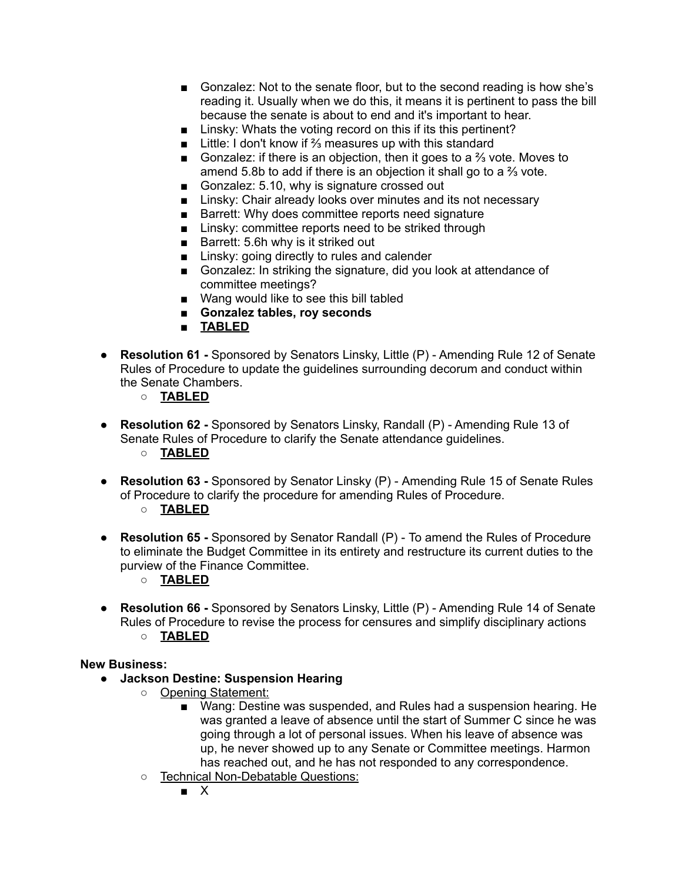- Gonzalez: Not to the senate floor, but to the second reading is how she's reading it. Usually when we do this, it means it is pertinent to pass the bill because the senate is about to end and it's important to hear.
    - Linsky: Whats the voting record on this if its this pertinent?
    - Little: I don't know if ⅔ measures up with this standard
    - Gonzalez: if there is an objection, then it goes to a ⅔ vote. Moves to amend 5.8b to add if there is an objection it shall go to a ⅔ vote.
    - Gonzalez: 5.10, why is signature crossed out
    - Linsky: Chair already looks over minutes and its not necessary
    - Barrett: Why does committee reports need signature
    - Linsky: committee reports need to be striked through
    - Barrett: 5.6h why is it striked out
    - Linsky: going directly to rules and calender
    - Gonzalez: In striking the signature, did you look at attendance of committee meetings?
    - Wang would like to see this bill tabled
    - **Gonzalez tables, roy seconds**
    - **<u>TABLED</u>**

- **Resolution 61 -** Sponsored by Senators Linsky, Little (P) - Amending Rule 12 of Senate Rules of Procedure to update the guidelines surrounding decorum and conduct within the Senate Chambers.
    - **<u>TABLED</u>**

- **Resolution 62 -** Sponsored by Senators Linsky, Randall (P) - Amending Rule 13 of Senate Rules of Procedure to clarify the Senate attendance guidelines.
    - **<u>TABLED</u>**

- **Resolution 63 -** Sponsored by Senator Linsky (P) - Amending Rule 15 of Senate Rules of Procedure to clarify the procedure for amending Rules of Procedure.
    - **<u>TABLED</u>**

- **Resolution 65 -** Sponsored by Senator Randall (P) - To amend the Rules of Procedure to eliminate the Budget Committee in its entirety and restructure its current duties to the purview of the Finance Committee.
    - **<u>TABLED</u>**

- **Resolution 66 -** Sponsored by Senators Linsky, Little (P) - Amending Rule 14 of Senate Rules of Procedure to revise the process for censures and simplify disciplinary actions
    - **<u>TABLED</u>**

**New Business:**

- **Jackson Destine: Suspension Hearing**
    - <u>Opening Statement:</u>
        - Wang: Destine was suspended, and Rules had a suspension hearing. He was granted a leave of absence until the start of Summer C since he was going through a lot of personal issues. When his leave of absence was up, he never showed up to any Senate or Committee meetings. Harmon has reached out, and he has not responded to any correspondence.
    - <u>Technical Non-Debatable Questions:</u>
        - X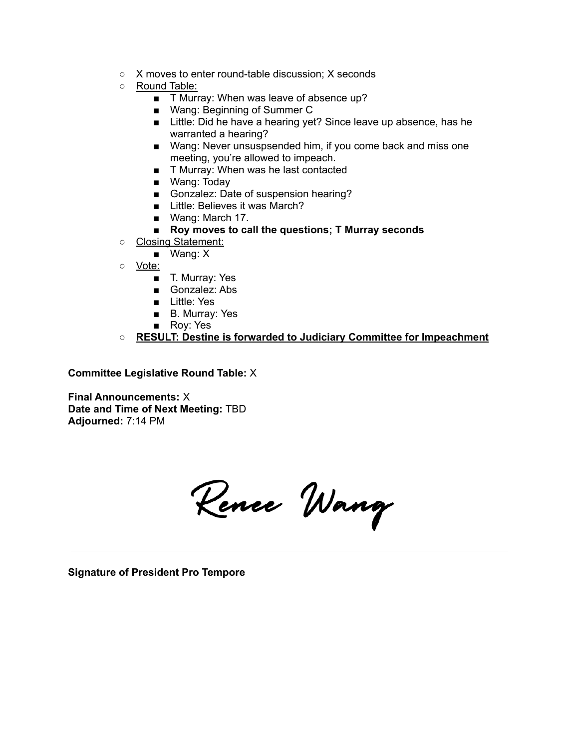- X moves to enter round-table discussion; X seconds
- <u>Round Table:</u>
  - T Murray: When was leave of absence up?
  - Wang: Beginning of Summer C
  - Little: Did he have a hearing yet? Since leave up absence, has he warranted a hearing?
  - Wang: Never unsupsended him, if you come back and miss one meeting, you're allowed to impeach.
  - T Murray: When was he last contacted
  - Wang: Today
  - Gonzalez: Date of suspension hearing?
  - Little: Believes it was March?
  - Wang: March 17.
  - **Roy moves to call the questions; T Murray seconds**
- <u>Closing Statement:</u>
  - Wang: X
- <u>Vote:</u>
  - T. Murray: Yes
  - Gonzalez: Abs
  - Little: Yes
  - B. Murray: Yes
  - Roy: Yes
- **<u>RESULT: Destine is forwarded to Judiciary Committee for Impeachment</u>**

**Committee Legislative Round Table:** X

**Final Announcements:** X
**Date and Time of Next Meeting:** TBD
**Adjourned:** 7:14 PM

Renee Wang

---

**Signature of President Pro Tempore**